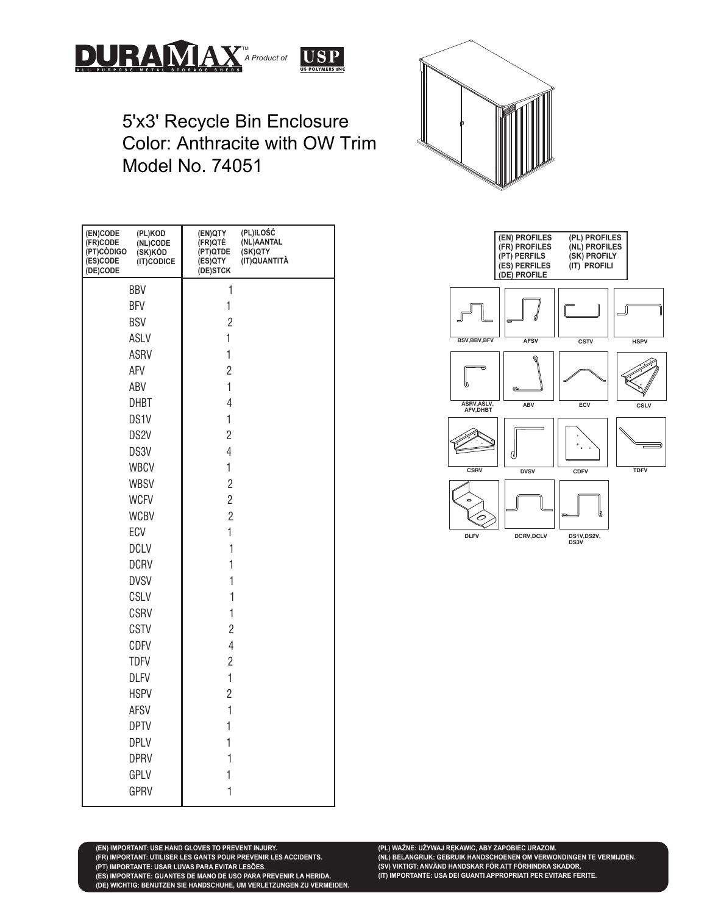DURAMAX™ A Product of USP

ALL PURPOSE METAL STORAGE SHEDS

US POLYMERS INC

# 5'x3' Recycle Bin Enclosure
# Color: Anthracite with OW Trim
# Model No. 74051

| (EN)CODE (FR)CODE (PT)CÓDIGO (ES)CODE (DE)CODE (PL)KOD (NL)CODE (SK)KÓD (IT)CODICE | (EN)QTY (FR)QTÉ (PT)QTDE (ES)QTY (DE)STCK (PL)ILOŚĆ (NL)AANTAL (SK)QTY (IT)QUANTITÀ |
|---|---|
| BBV | 1 |
| BFV | 1 |
| BSV | 2 |
| ASLV | 1 |
| ASRV | 1 |
| AFV | 2 |
| ABV | 1 |
| DHBT | 4 |
| DS1V | 1 |
| DS2V | 2 |
| DS3V | 4 |
| WBCV | 1 |
| WBSV | 2 |
| WCFV | 2 |
| WCBV | 2 |
| ECV | 1 |
| DCLV | 1 |
| DCRV | 1 |
| DVSV | 1 |
| CSLV | 1 |
| CSRV | 1 |
| CSTV | 2 |
| CDFV | 4 |
| TDFV | 2 |
| DLFV | 1 |
| HSPV | 2 |
| AFSV | 1 |
| DPTV | 1 |
| DPLV | 1 |
| DPRV | 1 |
| GPLV | 1 |
| GPRV | 1 |

(EN) PROFILES
(FR) PROFILES
(PT) PERFILS
(ES) PERFILES
(DE) PROFILE
(PL) PROFILES
(NL) PROFILES
(SK) PROFILY
(IT) PROFILI

BSV,BBV,BFV | AFSV | CSTV | HSPV

ASRV,ASLV, AFV,DHBT | ABV | ECV | CSLV

CSRV | DVSV | CDFV | TDFV

DLFV | DCRV,DCLV | DS1V,DS2V, DS3V

**(EN) IMPORTANT: USE HAND GLOVES TO PREVENT INJURY.**
**(FR) IMPORTANT: UTILISER LES GANTS POUR PREVENIR LES ACCIDENTS.**
**(PT) IMPORTANTE: USAR LUVAS PARA EVITAR LESÕES.**
**(ES) IMPORTANTE: GUANTES DE MANO DE USO PARA PREVENIR LA HERIDA.**
**(DE) WICHTIG: BENUTZEN SIE HANDSCHUHE, UM VERLETZUNGEN ZU VERMEIDEN.**
**(PL) WAŻNE: UŻYWAJ RĘKAWIC, ABY ZAPOBIEC URAZOM.**
**(NL) BELANGRIJK: GEBRUIK HANDSCHOENEN OM VERWONDINGEN TE VERMIJDEN.**
**(SV) VIKTIGT: ANVÄND HANDSKAR FÖR ATT FÖRHINDRA SKADOR.**
**(IT) IMPORTANTE: USA DEI GUANTI APPROPRIATI PER EVITARE FERITE.**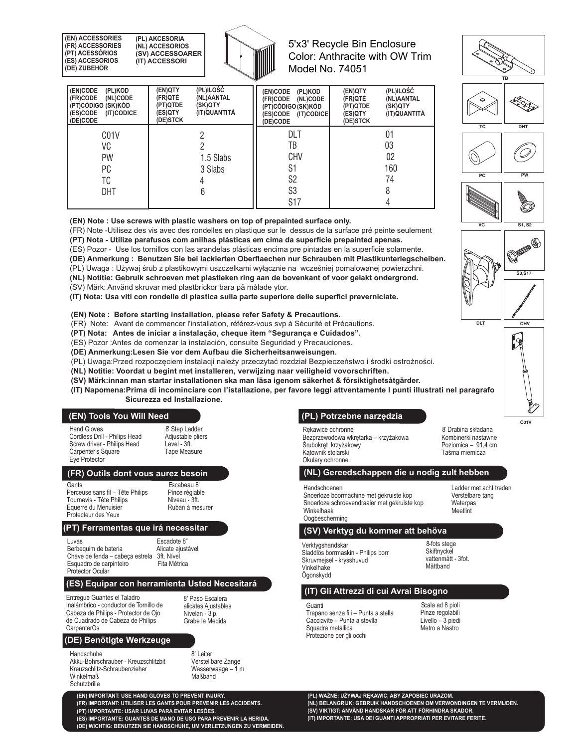**(EN) ACCESSORIES**
**(FR) ACCESSORIES**
**(PT) ACESSÒRIOS**
**(ES) ACCESORIOS**
**(DE) ZUBEHÖR**
**(PL) AKCESORIA**
**(NL) ACCESORIOS**
**(SV) ACCESSOARER**
**(IT) ACCESSORI**

# 5'x3' Recycle Bin Enclosure
Color: Anthracite with OW Trim
Model No. 74051

| (EN)CODE (PL)KOD (FR)CODE (NL)CODE (PT)CÒDIGO (SK)KÓD (ES)CODE (IT)CODICE (DE)CODE | (EN)QTY (PL)ILOŚĆ (FR)QTÉ (NL)AANTAL (PT)QTDE (SK)QTY (ES)QTY (IT)QUANTITÀ (DE)STCK |
|---|---|
| C01V | 2 |
| VC | 2 |
| PW | 1.5 Slabs |
| PC | 3 Slabs |
| TC | 4 |
| DHT | 6 |

| (EN)CODE (PL)KOD (FR)CODE (NL)CODE (PT)CÒDIGO (SK)KÓD (ES)CODE (IT)CODICE (DE)CODE | (EN)QTY (PL)ILOŚĆ (FR)QTÉ (NL)AANTAL (PT)QTDE (SK)QTY (ES)QTY (IT)QUANTITÀ (DE)STCK |
|---|---|
| DLT | 01 |
| TB | 03 |
| CHV | 02 |
| S1 | 160 |
| S2 | 74 |
| S3 | 8 |
| S17 | 4 |

TB, TC, DHT, PC, PW, VC, S1, S2, DLT, S3,S17, CHV, C01V

**(EN) Note : Use screws with plastic washers on top of prepainted surface only.**
(FR) Note -Utilisez des vis avec des rondelles en plastique sur le dessus de la surface pré peinte seulement
**(PT) Nota - Utilize parafusos com anilhas plásticas em cima da superfície prepainted apenas.**
(ES) Pozor - Use los tornillos con las arandelas plásticas encima pre pintadas en la superficie solamente.
**(DE) Anmerkung : Benutzen Sie bei lackierten Oberflaechen nur Schrauben mit Plastikunterlegscheiben.**
(PL) Uwaga : Używaj śrub z plastikowymi uszczelkami wyłącznie na wcześniej pomalowanej powierzchni.
**(NL) Notitie: Gebruik schroeven met plastieken ring aan de bovenkant of voor gelakt ondergrond.**
(SV) Märk: Använd skruvar med plastbrickor bara på målade ytor.
**(IT) Nota: Usa viti con rondelle di plastica sulla parte superiore delle superfici preverniciate.**

**(EN) Note : Before starting installation, please refer Safety & Precautions.**
(FR) Note: Avant de commencer l'installation, référez-vous svp à Sécurité et Précautions.
**(PT) Nota: Antes de iniciar a instalação, cheque item "Segurança e Cuidados".**
(ES) Pozor :Antes de comenzar la instalación, consulte Seguridad y Precauciones.
**(DE) Anmerkung:Lesen Sie vor dem Aufbau die Sicherheitsanweisungen.**
(PL) Uwaga:Przed rozpoczęciem instalacji należy przeczytać rozdział Bezpieczeństwo i środki ostrożności.
**(NL) Notitie: Voordat u begint met installeren, verwijzing naar veiligheid vovorschriften.**
**(SV) Märk:innan man startar installationen ska man läsa igenom säkerhet & försiktighetsåtgärder.**
**(IT) Napomena:Prima di incominciare con l'istallazione, per favore leggi attventamente I punti illustrati nel paragrafo Sicurezza ed Installazione.**

## (EN) Tools You Will Need
Hand Gloves
Cordless Drill - Philips Head
Screw driver - Philips Head
Carpenter's Square
Eye Protector
8' Step Ladder
Adjustable pliers
Level - 3ft.
Tape Measure

## (FR) Outils dont vous aurez besoin
Gants
Perceuse sans fil – Tête Philips
Tournevis - Tête Philips
Équerre du Menuisier
Protecteur des Yeux
Escabeau 8'
Pince réglable
Niveau - 3ft.
Ruban à mesurer

## (PT) Ferramentas que irá necessitar
Luvas
Berbequim de bateria
Chave de fenda – cabeça estrela
Esquadro de carpinteiro
Protector Ocular
Escadote 8"
Alicate ajustável
3ft. Nível
Fita Métrica

## (ES) Equipar con herramienta Usted Necesitará
Entregue Guantes el Taladro Inalámbrico - conductor de Tornillo de Cabeza de Philips - Protector de Ojo de Cuadrado de Cabeza de Philips CarpenterOs
8' Paso Escalera
alicates Ajustables
Nivelan - 3 p.
Grabe la Medida

## (DE) Benötigte Werkzeuge
Handschuhe
Akku-Bohrschrauber - Kreuzschlitzbit
Kreuzschlitz-Schraubenzieher
Winkelmaß
Schutzbrille
8' Leiter
Verstellbare Zange
Wasserwaage – 1 m
Maßband

## (PL) Potrzebne narzędzia
Rękawice ochronne
Bezprzewodowa wkrętarka – krzyżakowa
Śrubokręt krzyżakowy
Kątownik stolarski
Okulary ochronne
8' Drabina składana
Kombinerki nastawne
Poziomica – 91,4 cm
Taśma miernicza

## (NL) Gereedschappen die u nodig zult hebben
Handschoenen
Snoerloze boormachine met gekruiste kop
Snoerloze schroevendraaier met gekruiste kop
Winkelhaak
Oogbescherming
Ladder met acht treden
Verstelbare tang
Waterpas
Meetlint

## (SV) Verktyg du kommer att behöva
Verktygshandskar
Sladdlös borrmaskin - Philips borr
Skruvmejsel - krysshuvud
Vinkelhake
Ögonskydd
8-fots stege
Skiftnyckel
vattenmått - 3fot.
Måttband

## (IT) Gli Attrezzi di cui Avrai Bisogno
Guanti
Trapano senza fili – Punta a stella
Cacciavite – Punta a stevlla
Squadra metallica
Protezione per gli occhi
Scala ad 8 pioli
Pinze regolabili
Livello – 3 piedi
Metro a Nastro

**(EN) IMPORTANT: USE HAND GLOVES TO PREVENT INJURY.**
**(FR) IMPORTANT: UTILISER LES GANTS POUR PREVENIR LES ACCIDENTS.**
**(PT) IMPORTANTE: USAR LUVAS PARA EVITAR LESÕES.**
**(ES) IMPORTANTE: GUANTES DE MANO DE USO PARA PREVENIR LA HERIDA.**
**(DE) WICHTIG: BENUTZEN SIE HANDSCHUHE, UM VERLETZUNGEN ZU VERMEIDEN.**
**(PL) WAŻNE: UŻYWAJ RĘKAWIC, ABY ZAPOBIEC URAZOM.**
**(NL) BELANGRIJK: GEBRUIK HANDSCHOENEN OM VERWONDINGEN TE VERMIJDEN.**
**(SV) VIKTIGT: ANVÄND HANDSKAR FÖR ATT FÖRHINDRA SKADOR.**
**(IT) IMPORTANTE: USA DEI GUANTI APPROPRIATI PER EVITARE FERITE.**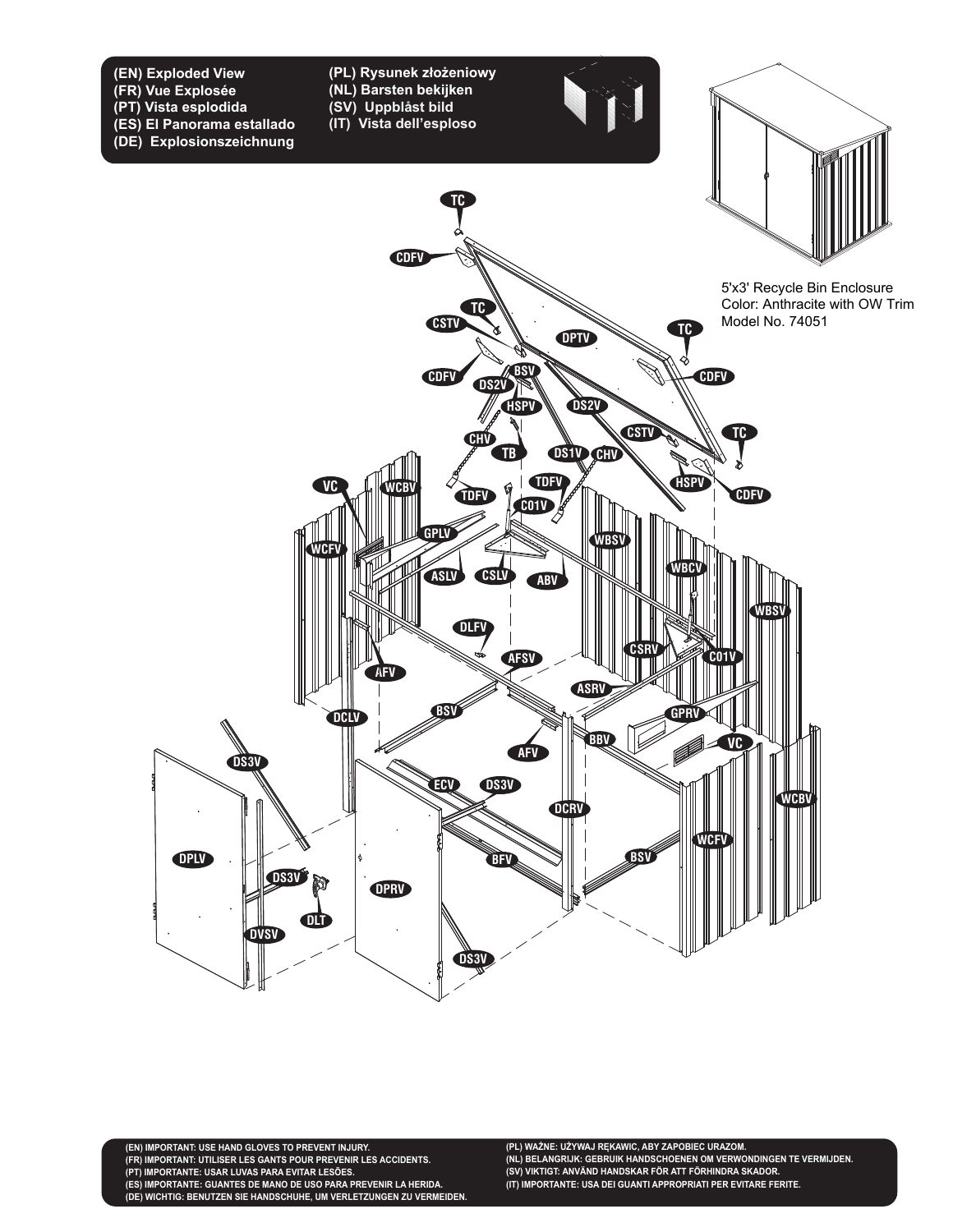(EN) Exploded View
(FR) Vue Explosée
(PT) Vista esplodida
(ES) El Panorama estallado
(DE) Explosionszeichnung
(PL) Rysunek złożeniowy
(NL) Barsten bekijken
(SV) Uppblåst bild
(IT) Vista dell'esploso

5'x3' Recycle Bin Enclosure
Color: Anthracite with OW Trim
Model No. 74051

TC
CDFV
TC
CSTV
DPTV
TC
CDFV
BSV
DS2V
CDFV
HSPV
DS2V
TC
CSTV
CHV
TB
DS1V
CHV
HSPV
VC
WCBV
TDFV
TDFV
CDFV
C01V
WCFV
GPLV
WBSV
ASLV
CSLV
ABV
WBCV
WBSV
DLFV
CSRV
C01V
AFSV
AFV
ASRV
BSV
GPRV
DCLV
AFV
BBV
VC
DS3V
ECV
DS3V
WCBV
DCRV
WCFV
DPLV
BFV
BSV
DS3V
DPRV
DLT
DVSV
DS3V

(EN) IMPORTANT: USE HAND GLOVES TO PREVENT INJURY.
(FR) IMPORTANT: UTILISER LES GANTS POUR PREVENIR LES ACCIDENTS.
(PT) IMPORTANTE: USAR LUVAS PARA EVITAR LESÕES.
(ES) IMPORTANTE: GUANTES DE MANO DE USO PARA PREVENIR LA HERIDA.
(DE) WICHTIG: BENUTZEN SIE HANDSCHUHE, UM VERLETZUNGEN ZU VERMEIDEN.
(PL) WAŻNE: UŻYWAJ RĘKAWIC, ABY ZAPOBIEC URAZOM.
(NL) BELANGRIJK: GEBRUIK HANDSCHOENEN OM VERWONDINGEN TE VERMIJDEN.
(SV) VIKTIGT: ANVÄND HANDSKAR FÖR ATT FÖRHINDRA SKADOR.
(IT) IMPORTANTE: USA DEI GUANTI APPROPRIATI PER EVITARE FERITE.